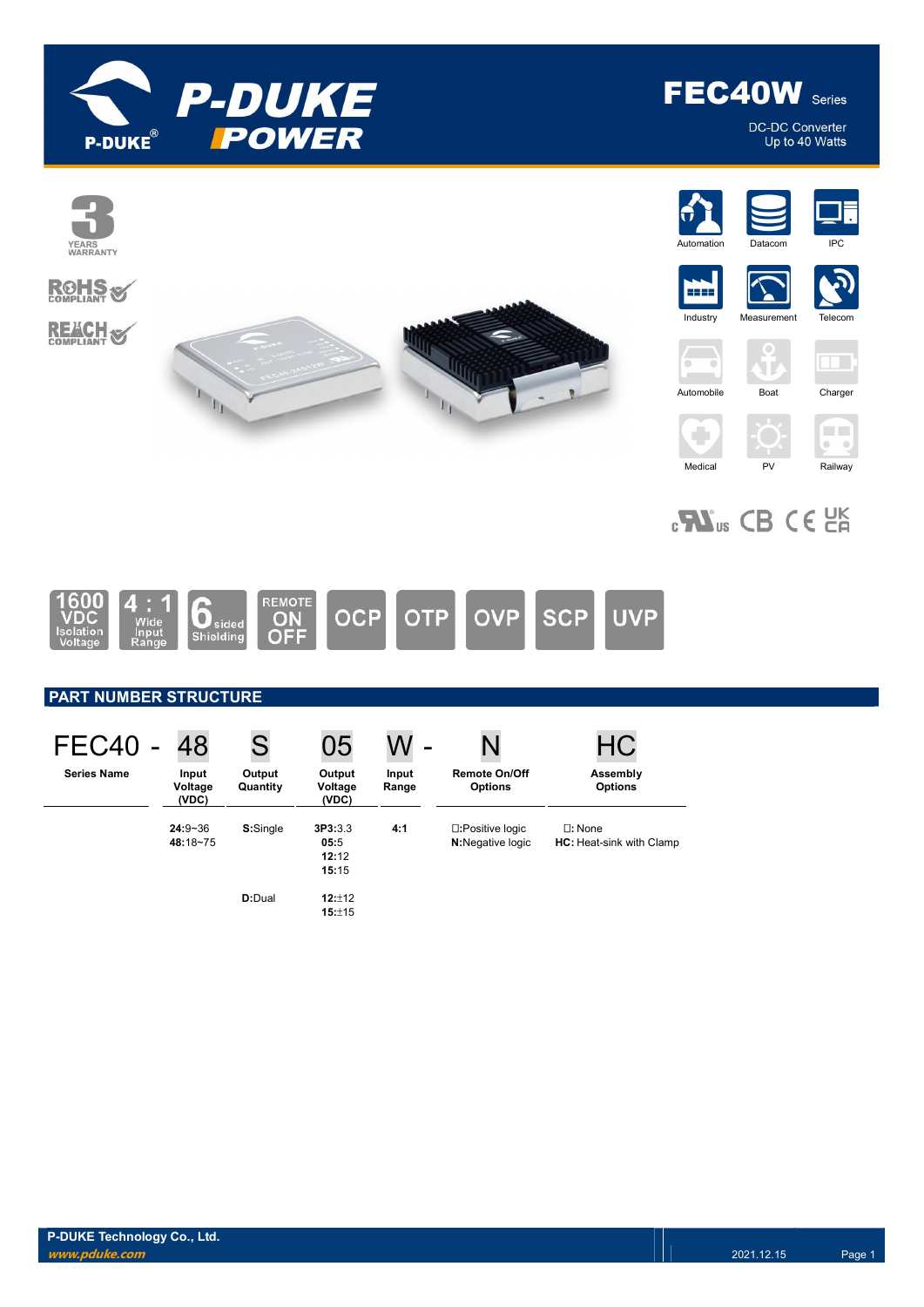# FEC40W Series

DC-DC Converter
Up to 40 Watts

3 YEARS WARRANTY

RoHS COMPLIANT

REACH COMPLIANT

Automation | Datacom | IPC | Industry | Measurement | Telecom | Automobile | Boat | Charger | Medical | PV | Railway

1600 VDC Isolation Voltage | 4 : 1 Wide Input Range | 6 sided Shielding | REMOTE ON OFF | OCP | OTP | OVP | SCP | UVP

## PART NUMBER STRUCTURE

| FEC40 - | 48 | S | 05 | W - | N | HC |
|---|---|---|---|---|---|---|
| **Series Name** | **Input Voltage (VDC)** | **Output Quantity** | **Output Voltage (VDC)** | **Input Range** | **Remote On/Off Options** | **Assembly Options** |
| | **24:**9~36<br>**48:**18~75 | **S:**Single | **3P3:**3.3<br>**05:**5<br>**12:**12<br>**15:**15 | **4:1** | ☐:Positive logic<br>**N:**Negative logic | ☐: None<br>**HC:** Heat-sink with Clamp |
| | | **D:**Dual | **12:**±12<br>**15:**±15 | | | |

P-DUKE Technology Co., Ltd.
www.pduke.com
2021.12.15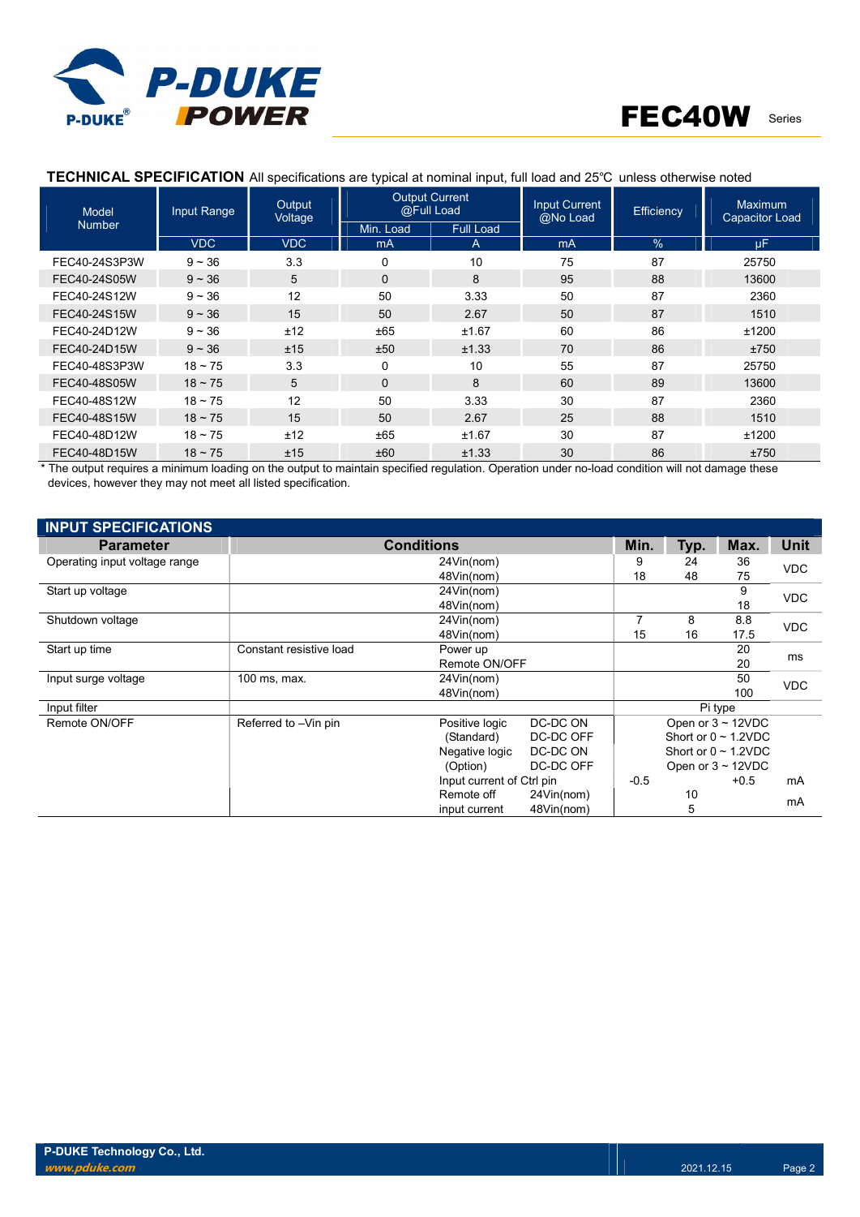**TECHNICAL SPECIFICATION** All specifications are typical at nominal input, full load and 25℃ unless otherwise noted

| Model Number | Input Range | Output Voltage | Output Current @Full Load | | Input Current @No Load | Efficiency | Maximum Capacitor Load |
|---|---|---|---|---|---|---|---|
| | | | Min. Load | Full Load | | | |
| | VDC | VDC | mA | A | mA | % | µF |
| FEC40-24S3P3W | 9 ~ 36 | 3.3 | 0 | 10 | 75 | 87 | 25750 |
| FEC40-24S05W | 9 ~ 36 | 5 | 0 | 8 | 95 | 88 | 13600 |
| FEC40-24S12W | 9 ~ 36 | 12 | 50 | 3.33 | 50 | 87 | 2360 |
| FEC40-24S15W | 9 ~ 36 | 15 | 50 | 2.67 | 50 | 87 | 1510 |
| FEC40-24D12W | 9 ~ 36 | ±12 | ±65 | ±1.67 | 60 | 86 | ±1200 |
| FEC40-24D15W | 9 ~ 36 | ±15 | ±50 | ±1.33 | 70 | 86 | ±750 |
| FEC40-48S3P3W | 18 ~ 75 | 3.3 | 0 | 10 | 55 | 87 | 25750 |
| FEC40-48S05W | 18 ~ 75 | 5 | 0 | 8 | 60 | 89 | 13600 |
| FEC40-48S12W | 18 ~ 75 | 12 | 50 | 3.33 | 30 | 87 | 2360 |
| FEC40-48S15W | 18 ~ 75 | 15 | 50 | 2.67 | 25 | 88 | 1510 |
| FEC40-48D12W | 18 ~ 75 | ±12 | ±65 | ±1.67 | 30 | 87 | ±1200 |
| FEC40-48D15W | 18 ~ 75 | ±15 | ±60 | ±1.33 | 30 | 86 | ±750 |

* The output requires a minimum loading on the output to maintain specified regulation. Operation under no-load condition will not damage these devices, however they may not meet all listed specification.

## INPUT SPECIFICATIONS

| Parameter | Conditions | | | Min. | Typ. | Max. | Unit |
|---|---|---|---|---|---|---|---|
| Operating input voltage range | | 24Vin(nom) | | 9 | 24 | 36 | VDC |
| | | 48Vin(nom) | | 18 | 48 | 75 | |
| Start up voltage | | 24Vin(nom) | | | | 9 | VDC |
| | | 48Vin(nom) | | | | 18 | |
| Shutdown voltage | | 24Vin(nom) | | 7 | 8 | 8.8 | VDC |
| | | 48Vin(nom) | | 15 | 16 | 17.5 | |
| Start up time | Constant resistive load | Power up | | | | 20 | ms |
| | | Remote ON/OFF | | | | 20 | |
| Input surge voltage | 100 ms, max. | 24Vin(nom) | | | | 50 | VDC |
| | | 48Vin(nom) | | | | 100 | |
| Input filter | | | | Pi type | | | |
| Remote ON/OFF | Referred to –Vin pin | Positive logic | DC-DC ON | Open or 3 ~ 12VDC | | | |
| | | (Standard) | DC-DC OFF | Short or 0 ~ 1.2VDC | | | |
| | | Negative logic | DC-DC ON | Short or 0 ~ 1.2VDC | | | |
| | | (Option) | DC-DC OFF | Open or 3 ~ 12VDC | | | |
| | | Input current of Ctrl pin | | -0.5 | | +0.5 | mA |
| | | Remote off input current | 24Vin(nom) | | 10 | | mA |
| | | | 48Vin(nom) | | 5 | | |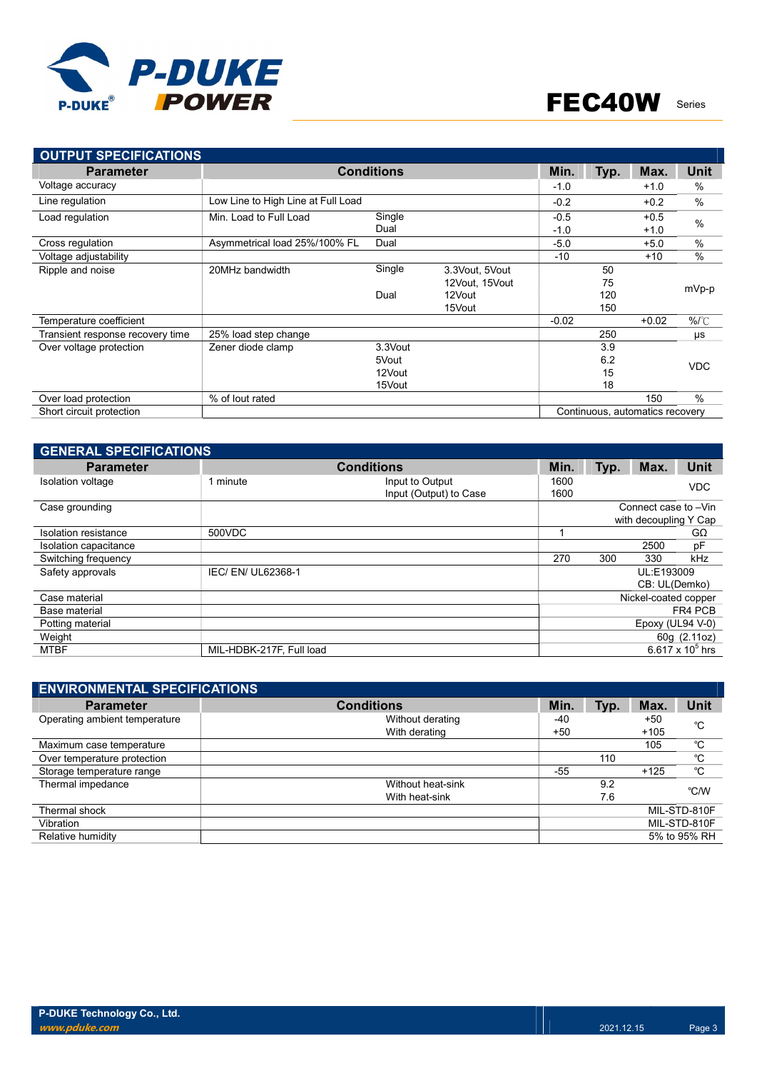## OUTPUT SPECIFICATIONS

| Parameter | Conditions | | | Min. | Typ. | Max. | Unit |
|---|---|---|---|---|---|---|---|
| Voltage accuracy | | | | -1.0 | | +1.0 | % |
| Line regulation | Low Line to High Line at Full Load | | | -0.2 | | +0.2 | % |
| Load regulation | Min. Load to Full Load | Single | | -0.5 | | +0.5 | % |
| | | Dual | | -1.0 | | +1.0 | |
| Cross regulation | Asymmetrical load 25%/100% FL | Dual | | -5.0 | | +5.0 | % |
| Voltage adjustability | | | | -10 | | +10 | % |
| Ripple and noise | 20MHz bandwidth | Single | 3.3Vout, 5Vout | | 50 | | mVp-p |
| | | | 12Vout, 15Vout | | 75 | | |
| | | Dual | 12Vout | | 120 | | |
| | | | 15Vout | | 150 | | |
| Temperature coefficient | | | | -0.02 | | +0.02 | %/℃ |
| Transient response recovery time | 25% load step change | | | | 250 | | μs |
| Over voltage protection | Zener diode clamp | 3.3Vout | | | 3.9 | | VDC |
| | | 5Vout | | | 6.2 | | |
| | | 12Vout | | | 15 | | |
| | | 15Vout | | | 18 | | |
| Over load protection | % of Iout rated | | | | | 150 | % |
| Short circuit protection | | | | Continuous, automatics recovery | | | |

## GENERAL SPECIFICATIONS

| Parameter | Conditions | | Min. | Typ. | Max. | Unit |
|---|---|---|---|---|---|---|
| Isolation voltage | 1 minute | Input to Output | 1600 | | | VDC |
| | | Input (Output) to Case | 1600 | | | |
| Case grounding | | | Connect case to –Vin with decoupling Y Cap | | | |
| Isolation resistance | 500VDC | | 1 | | | GΩ |
| Isolation capacitance | | | | | 2500 | pF |
| Switching frequency | | | 270 | 300 | 330 | kHz |
| Safety approvals | IEC/ EN/ UL62368-1 | | UL:E193009 CB: UL(Demko) | | | |
| Case material | | | Nickel-coated copper | | | |
| Base material | | | FR4 PCB | | | |
| Potting material | | | Epoxy (UL94 V-0) | | | |
| Weight | | | 60g (2.11oz) | | | |
| MTBF | MIL-HDBK-217F, Full load | | $6.617 \times 10^5$ hrs | | | |

## ENVIRONMENTAL SPECIFICATIONS

| Parameter | Conditions | Min. | Typ. | Max. | Unit |
|---|---|---|---|---|---|
| Operating ambient temperature | Without derating | -40 | | +50 | ℃ |
| | With derating | +50 | | +105 | |
| Maximum case temperature | | | | 105 | ℃ |
| Over temperature protection | | | 110 | | ℃ |
| Storage temperature range | | -55 | | +125 | ℃ |
| Thermal impedance | Without heat-sink | | 9.2 | | ℃/W |
| | With heat-sink | | 7.6 | | |
| Thermal shock | | MIL-STD-810F | | | |
| Vibration | | MIL-STD-810F | | | |
| Relative humidity | | 5% to 95% RH | | | |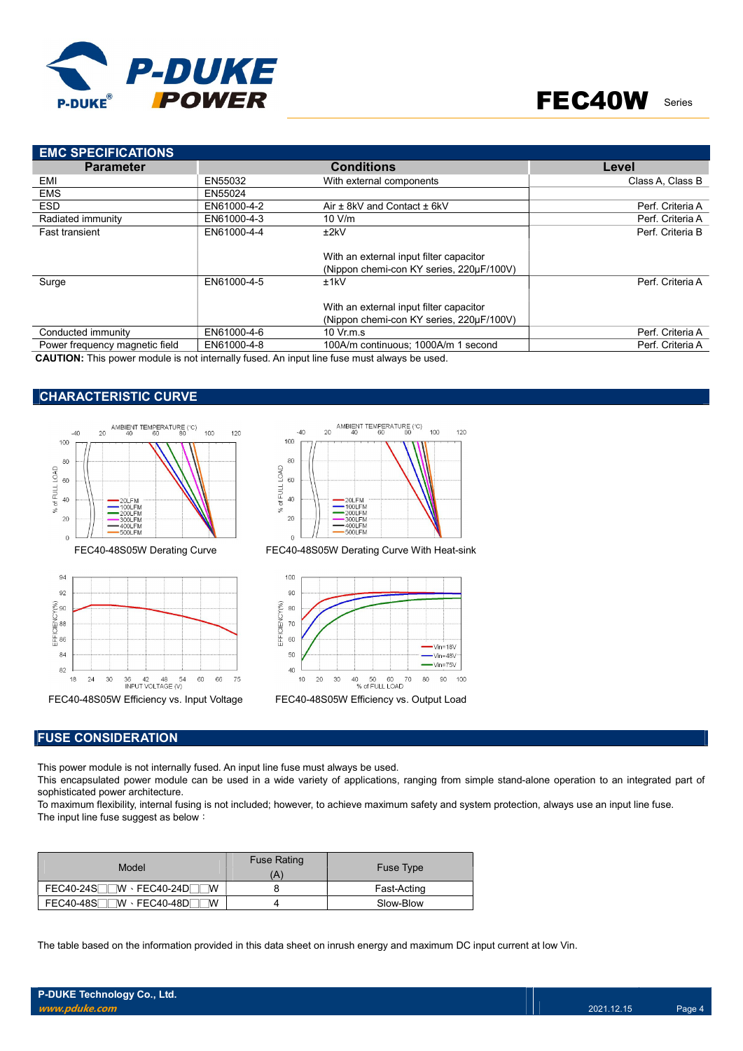## EMC SPECIFICATIONS

| Parameter | Conditions | | Level |
|---|---|---|---|
| EMI | EN55032 | With external components | Class A, Class B |
| EMS | EN55024 | | |
| ESD | EN61000-4-2 | Air ± 8kV and Contact ± 6kV | Perf. Criteria A |
| Radiated immunity | EN61000-4-3 | 10 V/m | Perf. Criteria A |
| Fast transient | EN61000-4-4 | ±2kV<br><br>With an external input filter capacitor (Nippon chemi-con KY series, 220μF/100V) | Perf. Criteria B |
| Surge | EN61000-4-5 | ±1kV<br><br>With an external input filter capacitor (Nippon chemi-con KY series, 220μF/100V) | Perf. Criteria A |
| Conducted immunity | EN61000-4-6 | 10 Vr.m.s | Perf. Criteria A |
| Power frequency magnetic field | EN61000-4-8 | 100A/m continuous; 1000A/m 1 second | Perf. Criteria A |

**CAUTION:** This power module is not internally fused. An input line fuse must always be used.

## CHARACTERISTIC CURVE

FEC40-48S05W Derating Curve

FEC40-48S05W Derating Curve With Heat-sink

FEC40-48S05W Efficiency vs. Input Voltage

FEC40-48S05W Efficiency vs. Output Load

## FUSE CONSIDERATION

This power module is not internally fused. An input line fuse must always be used.
This encapsulated power module can be used in a wide variety of applications, ranging from simple stand-alone operation to an integrated part of sophisticated power architecture.
To maximum flexibility, internal fusing is not included; however, to achieve maximum safety and system protection, always use an input line fuse.
The input line fuse suggest as below：

| Model | Fuse Rating (A) | Fuse Type |
|---|---|---|
| FEC40-24S□□W、FEC40-24D□□W | 8 | Fast-Acting |
| FEC40-48S□□W、FEC40-48D□□W | 4 | Slow-Blow |

The table based on the information provided in this data sheet on inrush energy and maximum DC input current at low Vin.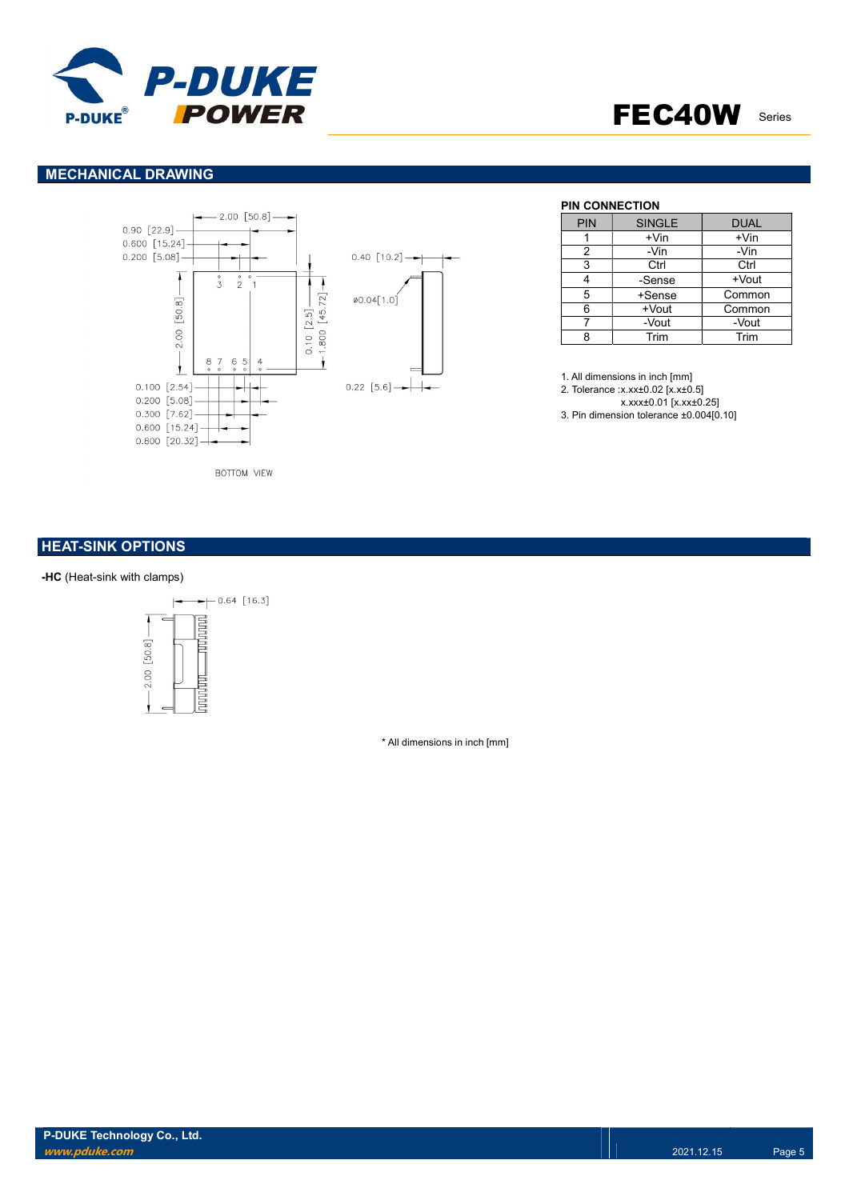## MECHANICAL DRAWING

### PIN CONNECTION

| PIN | SINGLE | DUAL |
|---|---|---|
| 1 | +Vin | +Vin |
| 2 | -Vin | -Vin |
| 3 | Ctrl | Ctrl |
| 4 | -Sense | +Vout |
| 5 | +Sense | Common |
| 6 | +Vout | Common |
| 7 | -Vout | -Vout |
| 8 | Trim | Trim |

1. All dimensions in inch [mm]
2. Tolerance :x.xx±0.02 [x.x±0.5]
   x.xxx±0.01 [x.xx±0.25]
3. Pin dimension tolerance ±0.004[0.10]

## HEAT-SINK OPTIONS

**-HC** (Heat-sink with clamps)

\* All dimensions in inch [mm]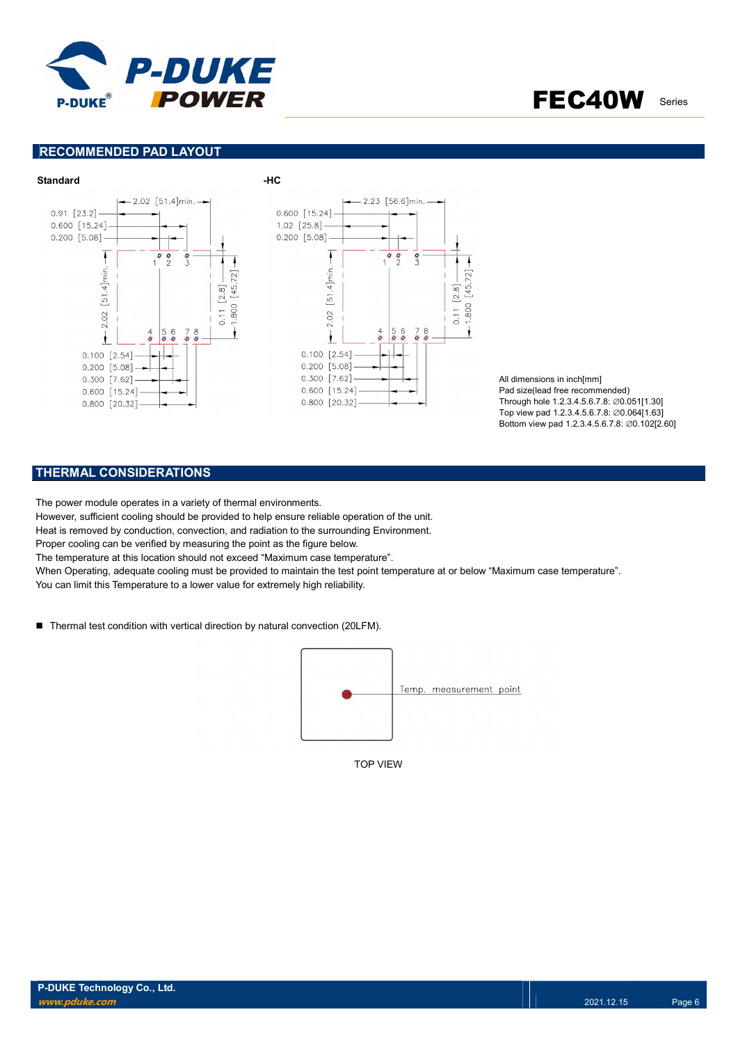## RECOMMENDED PAD LAYOUT

**Standard**

**-HC**

All dimensions in inch[mm]
Pad size(lead free recommended)
Through hole 1.2.3.4.5.6.7.8: ∅0.051[1.30]
Top view pad 1.2.3.4.5.6.7.8: ∅0.064[1.63]
Bottom view pad 1.2.3.4.5.6.7.8: ∅0.102[2.60]

## THERMAL CONSIDERATIONS

The power module operates in a variety of thermal environments.
However, sufficient cooling should be provided to help ensure reliable operation of the unit.
Heat is removed by conduction, convection, and radiation to the surrounding Environment.
Proper cooling can be verified by measuring the point as the figure below.
The temperature at this location should not exceed "Maximum case temperature".
When Operating, adequate cooling must be provided to maintain the test point temperature at or below "Maximum case temperature".
You can limit this Temperature to a lower value for extremely high reliability.

- Thermal test condition with vertical direction by natural convection (20LFM).

Temp. measurement point

TOP VIEW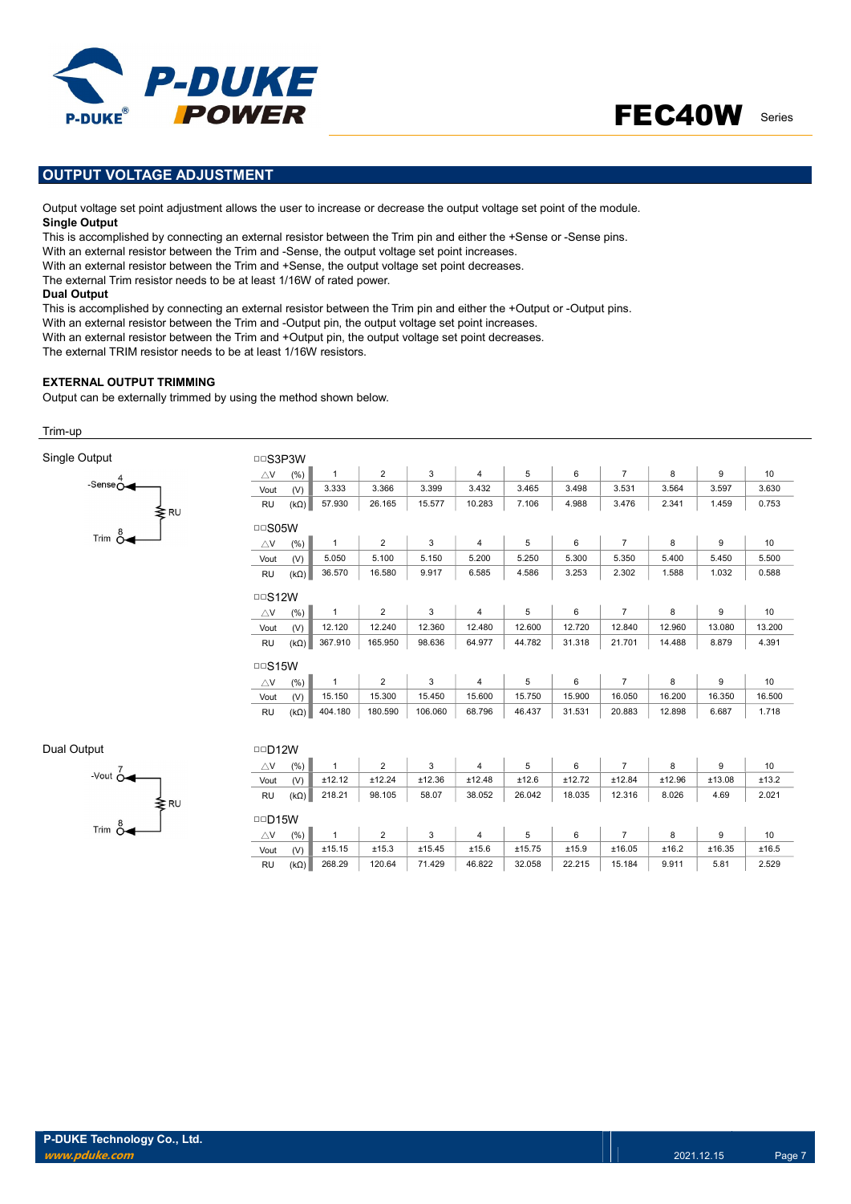## OUTPUT VOLTAGE ADJUSTMENT

Output voltage set point adjustment allows the user to increase or decrease the output voltage set point of the module.

**Single Output**

This is accomplished by connecting an external resistor between the Trim pin and either the +Sense or -Sense pins.
With an external resistor between the Trim and -Sense, the output voltage set point increases.
With an external resistor between the Trim and +Sense, the output voltage set point decreases.
The external Trim resistor needs to be at least 1/16W of rated power.

**Dual Output**

This is accomplished by connecting an external resistor between the Trim pin and either the +Output or -Output pins.
With an external resistor between the Trim and -Output pin, the output voltage set point increases.
With an external resistor between the Trim and +Output pin, the output voltage set point decreases.
The external TRIM resistor needs to be at least 1/16W resistors.

### EXTERNAL OUTPUT TRIMMING

Output can be externally trimmed by using the method shown below.

Trim-up

Single Output

-Sense 4 — RU — Trim 8

□□S3P3W

| △V | (%) | 1 | 2 | 3 | 4 | 5 | 6 | 7 | 8 | 9 | 10 |
|---|---|---|---|---|---|---|---|---|---|---|---|
| Vout | (V) | 3.333 | 3.366 | 3.399 | 3.432 | 3.465 | 3.498 | 3.531 | 3.564 | 3.597 | 3.630 |
| RU | (kΩ) | 57.930 | 26.165 | 15.577 | 10.283 | 7.106 | 4.988 | 3.476 | 2.341 | 1.459 | 0.753 |

□□S05W

| △V | (%) | 1 | 2 | 3 | 4 | 5 | 6 | 7 | 8 | 9 | 10 |
|---|---|---|---|---|---|---|---|---|---|---|---|
| Vout | (V) | 5.050 | 5.100 | 5.150 | 5.200 | 5.250 | 5.300 | 5.350 | 5.400 | 5.450 | 5.500 |
| RU | (kΩ) | 36.570 | 16.580 | 9.917 | 6.585 | 4.586 | 3.253 | 2.302 | 1.588 | 1.032 | 0.588 |

□□S12W

| △V | (%) | 1 | 2 | 3 | 4 | 5 | 6 | 7 | 8 | 9 | 10 |
|---|---|---|---|---|---|---|---|---|---|---|---|
| Vout | (V) | 12.120 | 12.240 | 12.360 | 12.480 | 12.600 | 12.720 | 12.840 | 12.960 | 13.080 | 13.200 |
| RU | (kΩ) | 367.910 | 165.950 | 98.636 | 64.977 | 44.782 | 31.318 | 21.701 | 14.488 | 8.879 | 4.391 |

□□S15W

| △V | (%) | 1 | 2 | 3 | 4 | 5 | 6 | 7 | 8 | 9 | 10 |
|---|---|---|---|---|---|---|---|---|---|---|---|
| Vout | (V) | 15.150 | 15.300 | 15.450 | 15.600 | 15.750 | 15.900 | 16.050 | 16.200 | 16.350 | 16.500 |
| RU | (kΩ) | 404.180 | 180.590 | 106.060 | 68.796 | 46.437 | 31.531 | 20.883 | 12.898 | 6.687 | 1.718 |

Dual Output

-Vout 7 — RU — Trim 8

□□D12W

| △V | (%) | 1 | 2 | 3 | 4 | 5 | 6 | 7 | 8 | 9 | 10 |
|---|---|---|---|---|---|---|---|---|---|---|---|
| Vout | (V) | ±12.12 | ±12.24 | ±12.36 | ±12.48 | ±12.6 | ±12.72 | ±12.84 | ±12.96 | ±13.08 | ±13.2 |
| RU | (kΩ) | 218.21 | 98.105 | 58.07 | 38.052 | 26.042 | 18.035 | 12.316 | 8.026 | 4.69 | 2.021 |

□□D15W

| △V | (%) | 1 | 2 | 3 | 4 | 5 | 6 | 7 | 8 | 9 | 10 |
|---|---|---|---|---|---|---|---|---|---|---|---|
| Vout | (V) | ±15.15 | ±15.3 | ±15.45 | ±15.6 | ±15.75 | ±15.9 | ±16.05 | ±16.2 | ±16.35 | ±16.5 |
| RU | (kΩ) | 268.29 | 120.64 | 71.429 | 46.822 | 32.058 | 22.215 | 15.184 | 9.911 | 5.81 | 2.529 |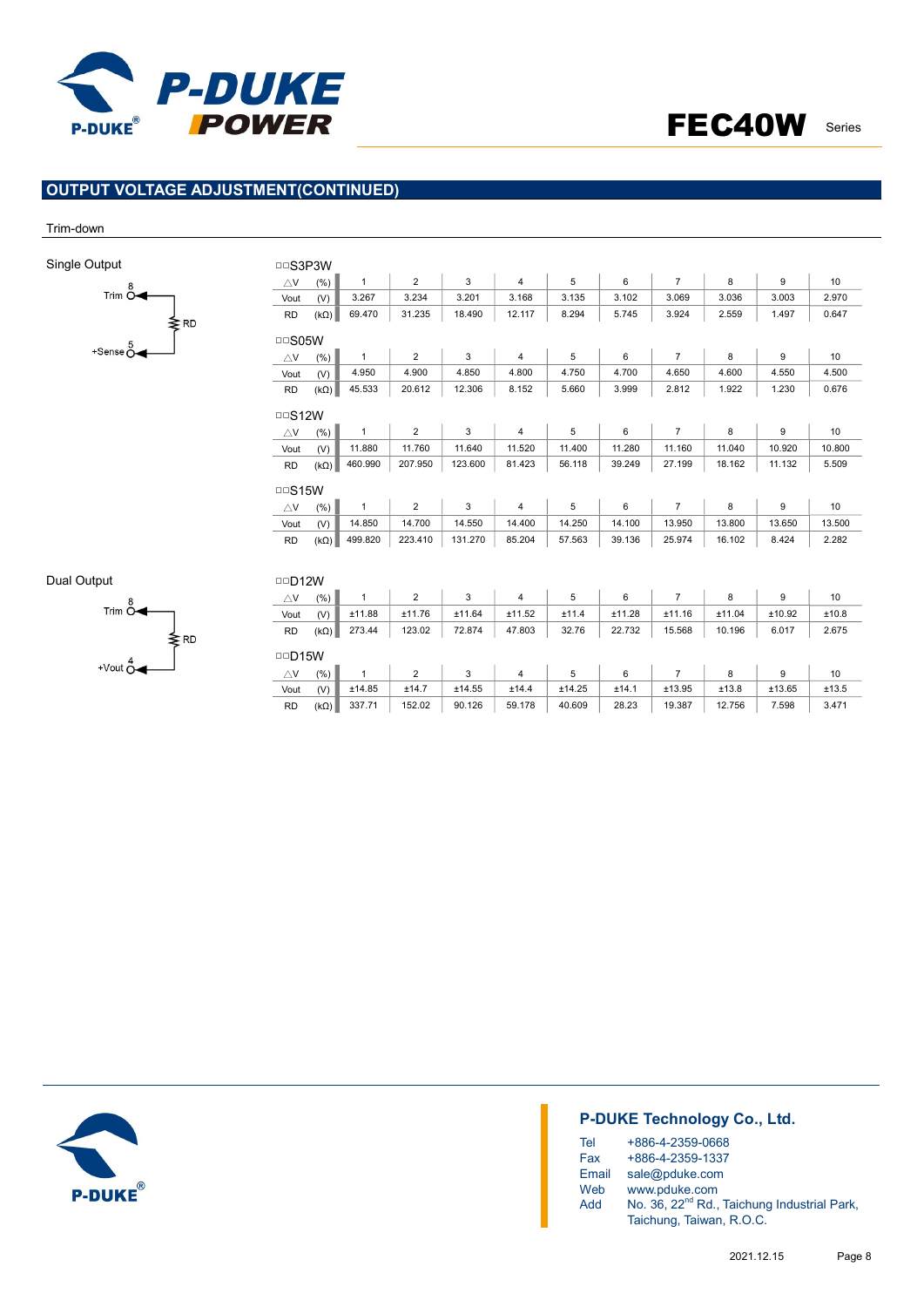## OUTPUT VOLTAGE ADJUSTMENT(CONTINUED)

Trim-down

Single Output

Trim 8
RD
+Sense 5

□□S3P3W

| | | | | | | | | | | |
|---|---|---|---|---|---|---|---|---|---|---|
| △V (%) | 1 | 2 | 3 | 4 | 5 | 6 | 7 | 8 | 9 | 10 |
| Vout (V) | 3.267 | 3.234 | 3.201 | 3.168 | 3.135 | 3.102 | 3.069 | 3.036 | 3.003 | 2.970 |
| RD (kΩ) | 69.470 | 31.235 | 18.490 | 12.117 | 8.294 | 5.745 | 3.924 | 2.559 | 1.497 | 0.647 |

□□S05W

| | | | | | | | | | | |
|---|---|---|---|---|---|---|---|---|---|---|
| △V (%) | 1 | 2 | 3 | 4 | 5 | 6 | 7 | 8 | 9 | 10 |
| Vout (V) | 4.950 | 4.900 | 4.850 | 4.800 | 4.750 | 4.700 | 4.650 | 4.600 | 4.550 | 4.500 |
| RD (kΩ) | 45.533 | 20.612 | 12.306 | 8.152 | 5.660 | 3.999 | 2.812 | 1.922 | 1.230 | 0.676 |

□□S12W

| | | | | | | | | | | |
|---|---|---|---|---|---|---|---|---|---|---|
| △V (%) | 1 | 2 | 3 | 4 | 5 | 6 | 7 | 8 | 9 | 10 |
| Vout (V) | 11.880 | 11.760 | 11.640 | 11.520 | 11.400 | 11.280 | 11.160 | 11.040 | 10.920 | 10.800 |
| RD (kΩ) | 460.990 | 207.950 | 123.600 | 81.423 | 56.118 | 39.249 | 27.199 | 18.162 | 11.132 | 5.509 |

□□S15W

| | | | | | | | | | | |
|---|---|---|---|---|---|---|---|---|---|---|
| △V (%) | 1 | 2 | 3 | 4 | 5 | 6 | 7 | 8 | 9 | 10 |
| Vout (V) | 14.850 | 14.700 | 14.550 | 14.400 | 14.250 | 14.100 | 13.950 | 13.800 | 13.650 | 13.500 |
| RD (kΩ) | 499.820 | 223.410 | 131.270 | 85.204 | 57.563 | 39.136 | 25.974 | 16.102 | 8.424 | 2.282 |

Dual Output

Trim 8
RD
+Vout 4

□□D12W

| | | | | | | | | | | |
|---|---|---|---|---|---|---|---|---|---|---|
| △V (%) | 1 | 2 | 3 | 4 | 5 | 6 | 7 | 8 | 9 | 10 |
| Vout (V) | ±11.88 | ±11.76 | ±11.64 | ±11.52 | ±11.4 | ±11.28 | ±11.16 | ±11.04 | ±10.92 | ±10.8 |
| RD (kΩ) | 273.44 | 123.02 | 72.874 | 47.803 | 32.76 | 22.732 | 15.568 | 10.196 | 6.017 | 2.675 |

□□D15W

| | | | | | | | | | | |
|---|---|---|---|---|---|---|---|---|---|---|
| △V (%) | 1 | 2 | 3 | 4 | 5 | 6 | 7 | 8 | 9 | 10 |
| Vout (V) | ±14.85 | ±14.7 | ±14.55 | ±14.4 | ±14.25 | ±14.1 | ±13.95 | ±13.8 | ±13.65 | ±13.5 |
| RD (kΩ) | 337.71 | 152.02 | 90.126 | 59.178 | 40.609 | 28.23 | 19.387 | 12.756 | 7.598 | 3.471 |

**P-DUKE Technology Co., Ltd.**

Tel +886-4-2359-0668
Fax +886-4-2359-1337
Email sale@pduke.com
Web www.pduke.com
Add No. 36, 22nd Rd., Taichung Industrial Park, Taichung, Taiwan, R.O.C.

2021.12.15